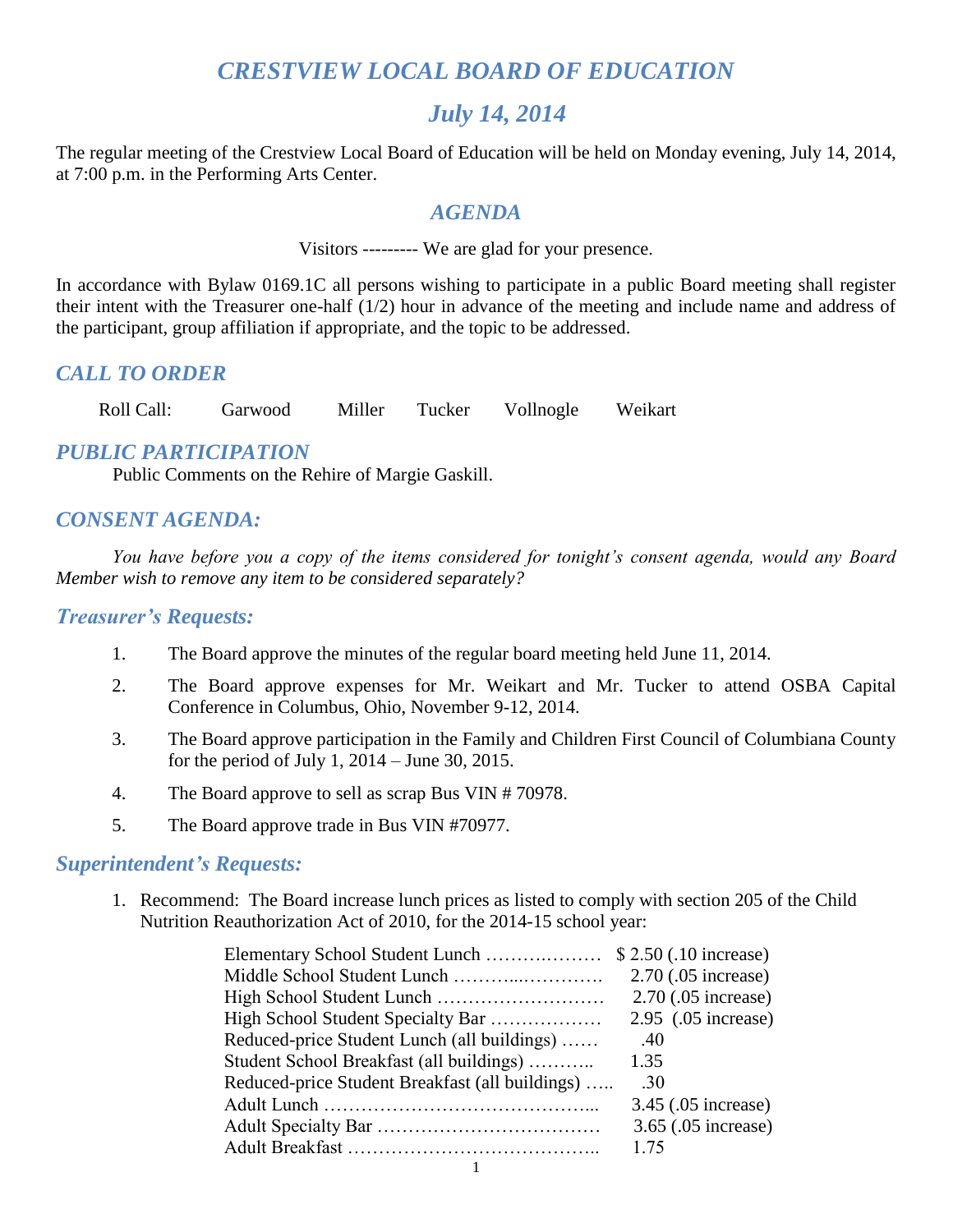# *CRESTVIEW LOCAL BOARD OF EDUCATION*

## *July 14, 2014*

The regular meeting of the Crestview Local Board of Education will be held on Monday evening, July 14, 2014, at 7:00 p.m. in the Performing Arts Center.

### *AGENDA*

Visitors --------- We are glad for your presence.

In accordance with Bylaw 0169.1C all persons wishing to participate in a public Board meeting shall register their intent with the Treasurer one-half (1/2) hour in advance of the meeting and include name and address of the participant, group affiliation if appropriate, and the topic to be addressed.

### *CALL TO ORDER*

Roll Call: Garwood Miller Tucker Vollnogle Weikart

### *PUBLIC PARTICIPATION*

Public Comments on the Rehire of Margie Gaskill.

### *CONSENT AGENDA:*

*You have before you a copy of the items considered for tonight's consent agenda, would any Board Member wish to remove any item to be considered separately?*

### *Treasurer's Requests:*

1. The Board approve the minutes of the regular board meeting held June 11, 2014.
2. The Board approve expenses for Mr. Weikart and Mr. Tucker to attend OSBA Capital Conference in Columbus, Ohio, November 9-12, 2014.
3. The Board approve participation in the Family and Children First Council of Columbiana County for the period of July 1, 2014 – June 30, 2015.
4. The Board approve to sell as scrap Bus VIN # 70978.
5. The Board approve trade in Bus VIN #70977.

### *Superintendent's Requests:*

1. Recommend: The Board increase lunch prices as listed to comply with section 205 of the Child Nutrition Reauthorization Act of 2010, for the 2014-15 school year:

| | |
|---|---|
| Elementary School Student Lunch | $ 2.50 (.10 increase) |
| Middle School Student Lunch | 2.70 (.05 increase) |
| High School Student Lunch | 2.70 (.05 increase) |
| High School Student Specialty Bar | 2.95 (.05 increase) |
| Reduced-price Student Lunch (all buildings) | .40 |
| Student School Breakfast (all buildings) | 1.35 |
| Reduced-price Student Breakfast (all buildings) | .30 |
| Adult Lunch | 3.45 (.05 increase) |
| Adult Specialty Bar | 3.65 (.05 increase) |
| Adult Breakfast | 1.75 |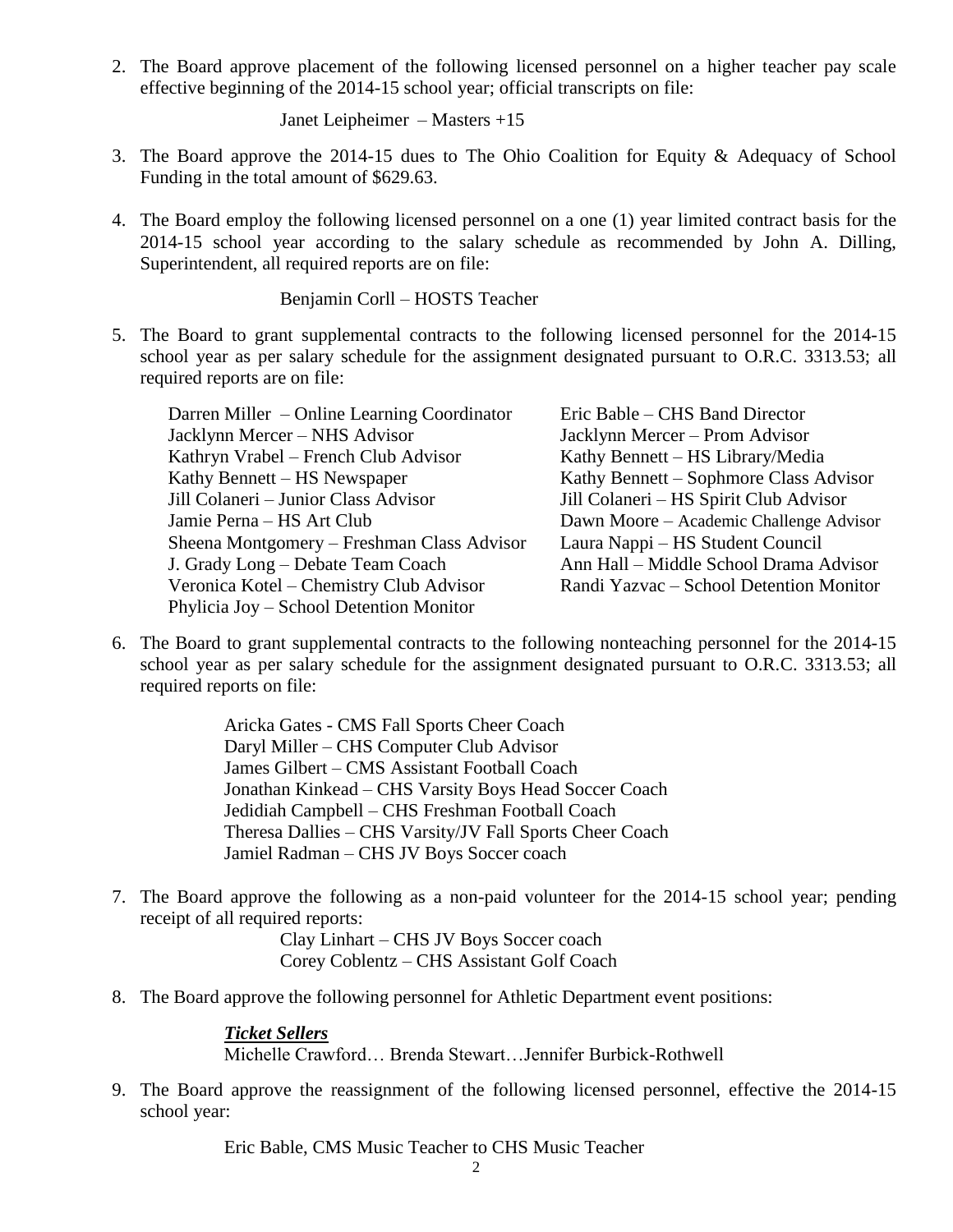2. The Board approve placement of the following licensed personnel on a higher teacher pay scale effective beginning of the 2014-15 school year; official transcripts on file:

   Janet Leipheimer – Masters +15

3. The Board approve the 2014-15 dues to The Ohio Coalition for Equity & Adequacy of School Funding in the total amount of $629.63.

4. The Board employ the following licensed personnel on a one (1) year limited contract basis for the 2014-15 school year according to the salary schedule as recommended by John A. Dilling, Superintendent, all required reports are on file:

   Benjamin Corll – HOSTS Teacher

5. The Board to grant supplemental contracts to the following licensed personnel for the 2014-15 school year as per salary schedule for the assignment designated pursuant to O.R.C. 3313.53; all required reports are on file:

   Darren Miller – Online Learning Coordinator
   Jacklynn Mercer – NHS Advisor
   Kathryn Vrabel – French Club Advisor
   Kathy Bennett – HS Newspaper
   Jill Colaneri – Junior Class Advisor
   Jamie Perna – HS Art Club
   Sheena Montgomery – Freshman Class Advisor
   J. Grady Long – Debate Team Coach
   Veronica Kotel – Chemistry Club Advisor
   Phylicia Joy – School Detention Monitor
   Eric Bable – CHS Band Director
   Jacklynn Mercer – Prom Advisor
   Kathy Bennett – HS Library/Media
   Kathy Bennett – Sophmore Class Advisor
   Jill Colaneri – HS Spirit Club Advisor
   Dawn Moore – Academic Challenge Advisor
   Laura Nappi – HS Student Council
   Ann Hall – Middle School Drama Advisor
   Randi Yazvac – School Detention Monitor

6. The Board to grant supplemental contracts to the following nonteaching personnel for the 2014-15 school year as per salary schedule for the assignment designated pursuant to O.R.C. 3313.53; all required reports on file:

   Aricka Gates - CMS Fall Sports Cheer Coach
   Daryl Miller – CHS Computer Club Advisor
   James Gilbert – CMS Assistant Football Coach
   Jonathan Kinkead – CHS Varsity Boys Head Soccer Coach
   Jedidiah Campbell – CHS Freshman Football Coach
   Theresa Dallies – CHS Varsity/JV Fall Sports Cheer Coach
   Jamiel Radman – CHS JV Boys Soccer coach

7. The Board approve the following as a non-paid volunteer for the 2014-15 school year; pending receipt of all required reports:

   Clay Linhart – CHS JV Boys Soccer coach
   Corey Coblentz – CHS Assistant Golf Coach

8. The Board approve the following personnel for Athletic Department event positions:

   ***Ticket Sellers***
   Michelle Crawford… Brenda Stewart…Jennifer Burbick-Rothwell

9. The Board approve the reassignment of the following licensed personnel, effective the 2014-15 school year:

   Eric Bable, CMS Music Teacher to CHS Music Teacher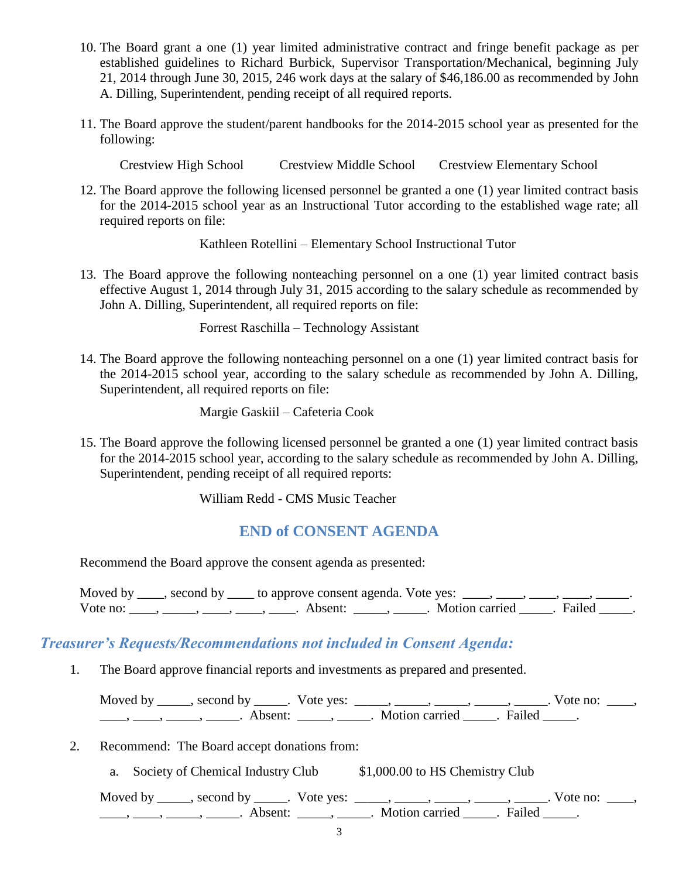10. The Board grant a one (1) year limited administrative contract and fringe benefit package as per established guidelines to Richard Burbick, Supervisor Transportation/Mechanical, beginning July 21, 2014 through June 30, 2015, 246 work days at the salary of $46,186.00 as recommended by John A. Dilling, Superintendent, pending receipt of all required reports.

11. The Board approve the student/parent handbooks for the 2014-2015 school year as presented for the following:

    Crestview High School    Crestview Middle School    Crestview Elementary School

12. The Board approve the following licensed personnel be granted a one (1) year limited contract basis for the 2014-2015 school year as an Instructional Tutor according to the established wage rate; all required reports on file:

    Kathleen Rotellini – Elementary School Instructional Tutor

13. The Board approve the following nonteaching personnel on a one (1) year limited contract basis effective August 1, 2014 through July 31, 2015 according to the salary schedule as recommended by John A. Dilling, Superintendent, all required reports on file:

    Forrest Raschilla – Technology Assistant

14. The Board approve the following nonteaching personnel on a one (1) year limited contract basis for the 2014-2015 school year, according to the salary schedule as recommended by John A. Dilling, Superintendent, all required reports on file:

    Margie Gaskiil – Cafeteria Cook

15. The Board approve the following licensed personnel be granted a one (1) year limited contract basis for the 2014-2015 school year, according to the salary schedule as recommended by John A. Dilling, Superintendent, pending receipt of all required reports:

    William Redd - CMS Music Teacher

## END of CONSENT AGENDA

Recommend the Board approve the consent agenda as presented:

Moved by ____, second by ____ to approve consent agenda. Vote yes: ____, ____, ____, ____, _____. Vote no: ____, _____, ____, ____, ____. Absent: _____, _____. Motion carried _____. Failed _____.

### *Treasurer's Requests/Recommendations not included in Consent Agenda:*

1. The Board approve financial reports and investments as prepared and presented.

   Moved by _____, second by _____. Vote yes: _____, _____, _____, _____, _____. Vote no: ____, ____, ____, _____, _____. Absent: _____, _____. Motion carried _____. Failed _____.

2. Recommend: The Board accept donations from:

   a. Society of Chemical Industry Club    $1,000.00 to HS Chemistry Club

   Moved by _____, second by _____. Vote yes: _____, _____, _____, _____, _____. Vote no: ____, ____, ____, _____, _____. Absent: _____, _____. Motion carried _____. Failed _____.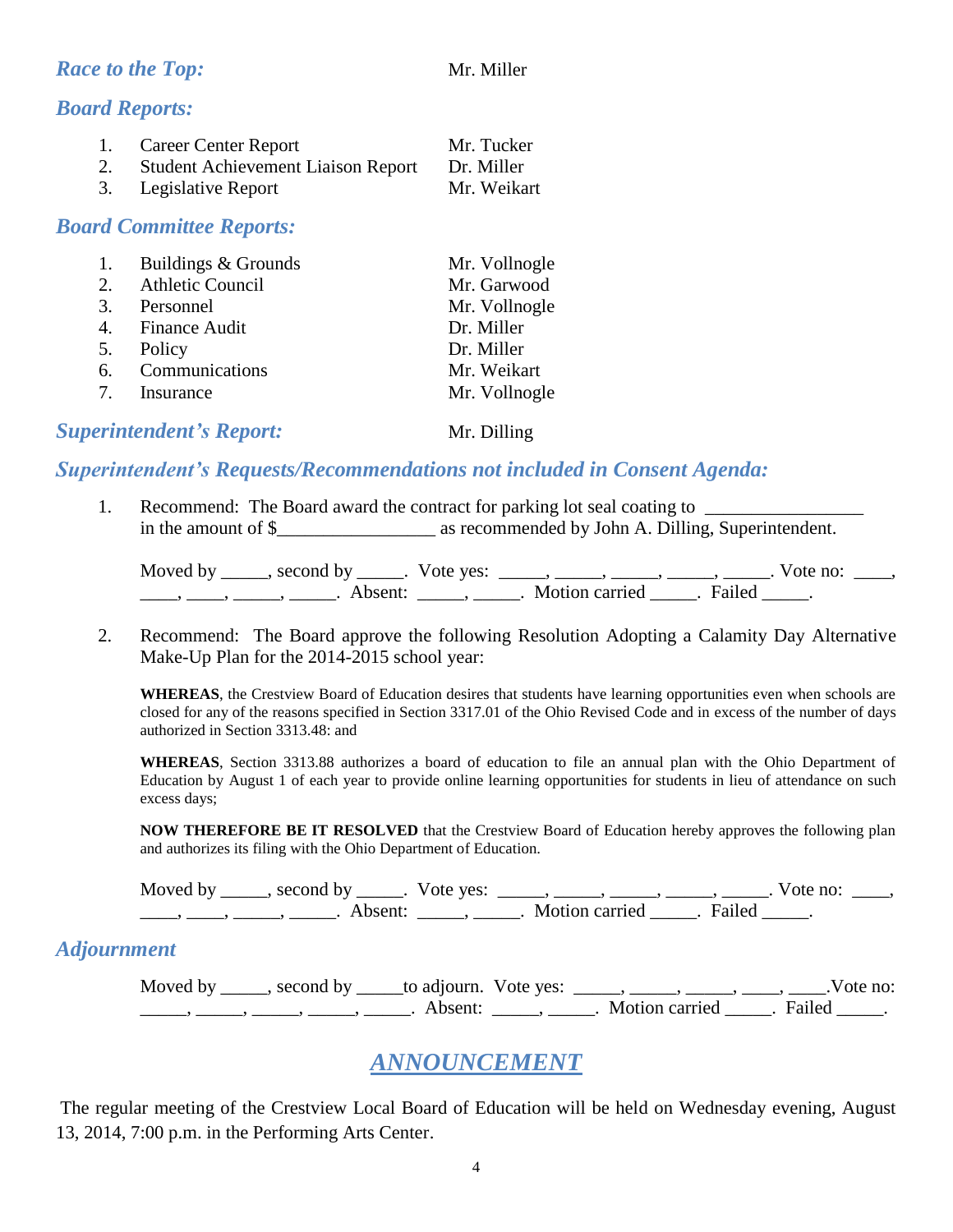## *Race to the Top:* Mr. Miller

## *Board Reports:*

1. Career Center Report — Mr. Tucker
2. Student Achievement Liaison Report — Dr. Miller
3. Legislative Report — Mr. Weikart

## *Board Committee Reports:*

1. Buildings & Grounds — Mr. Vollnogle
2. Athletic Council — Mr. Garwood
3. Personnel — Mr. Vollnogle
4. Finance Audit — Dr. Miller
5. Policy — Dr. Miller
6. Communications — Mr. Weikart
7. Insurance — Mr. Vollnogle

## *Superintendent's Report:* Mr. Dilling

## *Superintendent's Requests/Recommendations not included in Consent Agenda:*

1. Recommend: The Board award the contract for parking lot seal coating to ________________ in the amount of $________________ as recommended by John A. Dilling, Superintendent.

   Moved by _____, second by _____. Vote yes: _____, _____, _____, _____, _____. Vote no: ____, ____, ____, _____, _____. Absent: _____, _____. Motion carried _____. Failed _____.

2. Recommend: The Board approve the following Resolution Adopting a Calamity Day Alternative Make-Up Plan for the 2014-2015 school year:

   **WHEREAS**, the Crestview Board of Education desires that students have learning opportunities even when schools are closed for any of the reasons specified in Section 3317.01 of the Ohio Revised Code and in excess of the number of days authorized in Section 3313.48: and

   **WHEREAS**, Section 3313.88 authorizes a board of education to file an annual plan with the Ohio Department of Education by August 1 of each year to provide online learning opportunities for students in lieu of attendance on such excess days;

   **NOW THEREFORE BE IT RESOLVED** that the Crestview Board of Education hereby approves the following plan and authorizes its filing with the Ohio Department of Education.

   Moved by _____, second by _____. Vote yes: _____, _____, _____, _____, _____. Vote no: ____, ____, ____, _____, _____. Absent: _____, _____. Motion carried _____. Failed _____.

## *Adjournment*

Moved by _____, second by _____to adjourn. Vote yes: _____, _____, _____, ____, ____.Vote no: _____, _____, _____, _____, _____. Absent: _____, _____. Motion carried _____. Failed _____.

## *ANNOUNCEMENT*

The regular meeting of the Crestview Local Board of Education will be held on Wednesday evening, August 13, 2014, 7:00 p.m. in the Performing Arts Center.